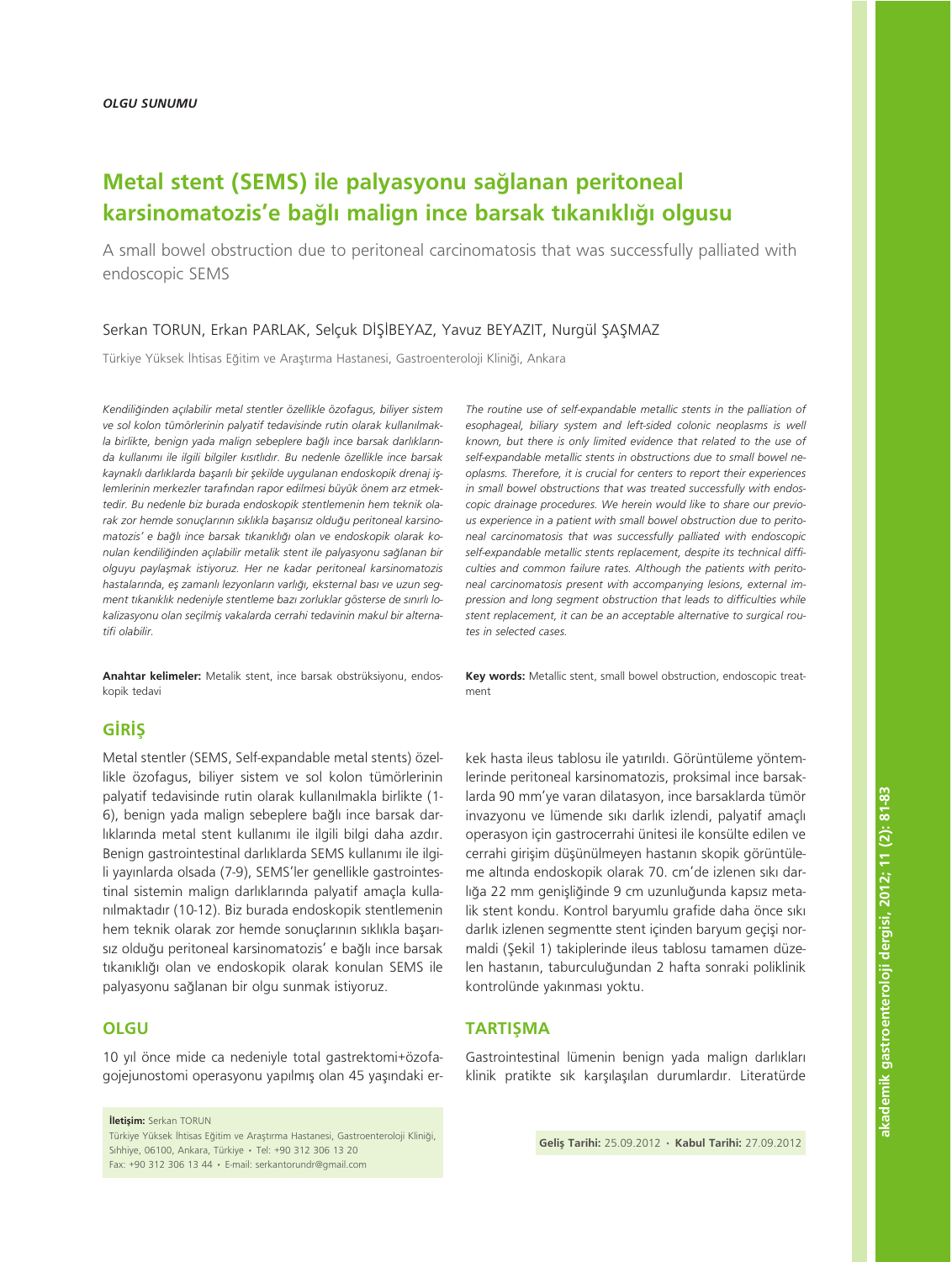**OLGU SUNUMU**

# Metal stent (SEMS) ile palyasyonu sağlanan peritoneal karsinomatozis'e bağlı malign ince barsak tıkanıklığı olgusu

A small bowel obstruction due to peritoneal carcinomatosis that was successfully palliated with endoscopic SEMS

Serkan TORUN, Erkan PARLAK, Selçuk DİŞİBEYAZ, Yavuz BEYAZIT, Nurgül ŞAŞMAZ

Türkiye Yüksek İhtisas Eğitim ve Araştırma Hastanesi, Gastroenteroloji Kliniği, Ankara

*Kendiliğinden açılabilir metal stentler özellikle özofagus, biliyer sistem ve sol kolon tümörlerinin palyatif tedavisinde rutin olarak kullanılmakla birlikte, benign yada malign sebeplere bağlı ince barsak darlıklarında kullanımı ile ilgili bilgiler kısıtlıdır. Bu nedenle özellikle ince barsak kaynaklı darlıklarda başarılı bir şekilde uygulanan endoskopik drenaj işlemlerinin merkezler tarafından rapor edilmesi büyük önem arz etmektedir. Bu nedenle biz burada endoskopik stentlemenin hem teknik olarak zor hemde sonuçlarının sıklıkla başarısız olduğu peritoneal karsinomatozis' e bağlı ince barsak tıkanıklığı olan ve endoskopik olarak konulan kendiliğinden açılabilir metalik stent ile palyasyonu sağlanan bir olguyu paylaşmak istiyoruz. Her ne kadar peritoneal karsinomatozis hastalarında, eş zamanlı lezyonların varlığı, eksternal bası ve uzun segment tıkanıklık nedeniyle stentleme bazı zorluklar gösterse de sınırlı lokalizasyonu olan seçilmiş vakalarda cerrahi tedavinin makul bir alternatifi olabilir.*

**Anahtar kelimeler:** Metalik stent, ince barsak obstrüksiyonu, endoskopik tedavi

*The routine use of self-expandable metallic stents in the palliation of esophageal, biliary system and left-sided colonic neoplasms is well known, but there is only limited evidence that related to the use of self-expandable metallic stents in obstructions due to small bowel neoplasms. Therefore, it is crucial for centers to report their experiences in small bowel obstructions that was treated successfully with endoscopic drainage procedures. We herein would like to share our previous experience in a patient with small bowel obstruction due to peritoneal carcinomatosis that was successfully palliated with endoscopic self-expandable metallic stents replacement, despite its technical difficulties and common failure rates. Although the patients with peritoneal carcinomatosis present with accompanying lesions, external impression and long segment obstruction that leads to difficulties while stent replacement, it can be an acceptable alternative to surgical routes in selected cases.*

**Key words:** Metallic stent, small bowel obstruction, endoscopic treatment

## GİRİŞ

Metal stentler (SEMS, Self-expandable metal stents) özellikle özofagus, biliyer sistem ve sol kolon tümörlerinin palyatif tedavisinde rutin olarak kullanılmakla birlikte (1-6), benign yada malign sebeplere bağlı ince barsak darlıklarında metal stent kullanımı ile ilgili bilgi daha azdır. Benign gastrointestinal darlıklarda SEMS kullanımı ile ilgili yayınlarda olsada (7-9), SEMS'ler genellikle gastrointestinal sistemin malign darlıklarında palyatif amaçla kullanılmaktadır (10-12). Biz burada endoskopik stentlemenin hem teknik olarak zor hemde sonuçlarının sıklıkla başarısız olduğu peritoneal karsinomatozis' e bağlı ince barsak tıkanıklığı olan ve endoskopik olarak konulan SEMS ile palyasyonu sağlanan bir olgu sunmak istiyoruz.

## OLGU

10 yıl önce mide ca nedeniyle total gastrektomi+özofagojejunostomi operasyonu yapılmış olan 45 yaşındaki erkek hasta ileus tablosu ile yatırıldı. Görüntüleme yöntemlerinde peritoneal karsinomatozis, proksimal ince barsaklarda 90 mm'ye varan dilatasyon, ince barsaklarda tümör invazyonu ve lümende sıkı darlık izlendi, palyatif amaçlı operasyon için gastrocerrahi ünitesi ile konsülte edilen ve cerrahi girişim düşünülmeyen hastanın skopik görüntüleme altında endoskopik olarak 70. cm'de izlenen sıkı darlığa 22 mm genişliğinde 9 cm uzunluğunda kapsız metalik stent kondu. Kontrol baryumlu grafide daha önce sıkı darlık izlenen segmentte stent içinden baryum geçişi normaldi (Şekil 1) takiplerinde ileus tablosu tamamen düzelen hastanın, taburculuğundan 2 hafta sonraki poliklinik kontrolünde yakınması yoktu.

## TARTIŞMA

Gastrointestinal lümenin benign yada malign darlıkları klinik pratikte sık karşılaşılan durumlardır. Literatürde

**İletişim:** Serkan TORUN
Türkiye Yüksek İhtisas Eğitim ve Araştırma Hastanesi, Gastroenteroloji Kliniği, Sıhhiye, 06100, Ankara, Türkiye • Tel: +90 312 306 13 20
Fax: +90 312 306 13 44 • E-mail: serkantorundr@gmail.com

**Geliş Tarihi:** 25.09.2012 • **Kabul Tarihi:** 27.09.2012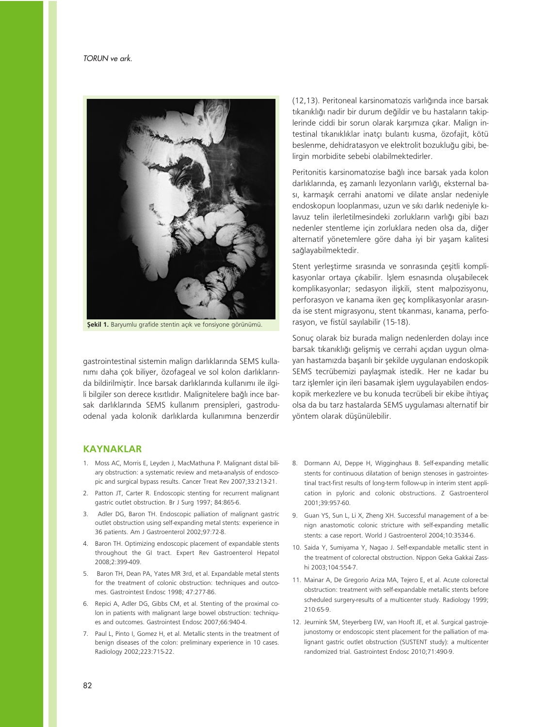**Şekil 1.** Baryumlu grafide stentin açık ve fonsiyone görünümü.

gastrointestinal sistemin malign darlıklarında SEMS kullanımı daha çok biliyer, özofageal ve sol kolon darlıklarında bildirilmiştir. İnce barsak darlıklarında kullanımı ile ilgili bilgiler son derece kısıtlıdır. Malignitelere bağlı ince barsak darlıklarında SEMS kullanım prensipleri, gastroduodenal yada kolonik darlıklarda kullanımına benzerdir (12,13). Peritoneal karsinomatozis varlığında ince barsak tıkanıklığı nadir bir durum değildir ve bu hastaların takiplerinde ciddi bir sorun olarak karşımıza çıkar. Malign intestinal tıkanıklıklar inatçı bulantı kusma, özofajit, kötü beslenme, dehidratasyon ve elektrolit bozukluğu gibi, belirgin morbidite sebebi olabilmektedirler.

Peritonitis karsinomatozise bağlı ince barsak yada kolon darlıklarında, eş zamanlı lezyonların varlığı, eksternal bası, karmaşık cerrahi anatomi ve dilate anslar nedeniyle endoskopun looplanması, uzun ve sıkı darlık nedeniyle kılavuz telin ilerletilmesindeki zorlukların varlığı gibi bazı nedenler stentleme için zorluklara neden olsa da, diğer alternatif yönetemlere göre daha iyi bir yaşam kalitesi sağlayabilmektedir.

Stent yerleştirme sırasında ve sonrasında çeşitli komplikasyonlar ortaya çıkabilir. İşlem esnasında oluşabilecek komplikasyonlar; sedasyon ilişkili, stent malpozisyonu, perforasyon ve kanama iken geç komplikasyonlar arasında ise stent migrasyonu, stent tıkanması, kanama, perforasyon, ve fistül sayılabilir (15-18).

Sonuç olarak biz burada malign nedenlerden dolayı ince barsak tıkanıklığı gelişmiş ve cerrahi açıdan uygun olmayan hastamızda başarılı bir şekilde uygulanan endoskopik SEMS tecrübemizi paylaşmak istedik. Her ne kadar bu tarz işlemler için ileri basamak işlem uygulayabilen endoskopik merkezlere ve bu konuda tecrübeli bir ekibe ihtiyaç olsa da bu tarz hastalarda SEMS uygulaması alternatif bir yöntem olarak düşünülebilir.

## KAYNAKLAR

1. Moss AC, Morris E, Leyden J, MacMathuna P. Malignant distal biliary obstruction: a systematic review and meta-analysis of endoscopic and surgical bypass results. Cancer Treat Rev 2007;33:213-21.
2. Patton JT, Carter R. Endoscopic stenting for recurrent malignant gastric outlet obstruction. Br J Surg 1997; 84:865-6.
3. Adler DG, Baron TH. Endoscopic palliation of malignant gastric outlet obstruction using self-expanding metal stents: experience in 36 patients. Am J Gastroenterol 2002;97:72-8.
4. Baron TH. Optimizing endoscopic placement of expandable stents throughout the GI tract. Expert Rev Gastroenterol Hepatol 2008;2:399-409.
5. Baron TH, Dean PA, Yates MR 3rd, et al. Expandable metal stents for the treatment of colonic obstruction: techniques and outcomes. Gastrointest Endosc 1998; 47:277-86.
6. Repici A, Adler DG, Gibbs CM, et al. Stenting of the proximal colon in patients with malignant large bowel obstruction: techniques and outcomes. Gastrointest Endosc 2007;66:940-4.
7. Paul L, Pinto I, Gomez H, et al. Metallic stents in the treatment of benign diseases of the colon: preliminary experience in 10 cases. Radiology 2002;223:715-22.
8. Dormann AJ, Deppe H, Wigginghaus B. Self-expanding metallic stents for continuous dilatation of benign stenoses in gastrointestinal tract-first results of long-term follow-up in interim stent application in pyloric and colonic obstructions. Z Gastroenterol 2001;39:957-60.
9. Guan YS, Sun L, Li X, Zheng XH. Successful management of a benign anastomotic colonic stricture with self-expanding metallic stents: a case report. World J Gastroenterol 2004;10:3534-6.
10. Saida Y, Sumiyama Y, Nagao J. Self-expandable metallic stent in the treatment of colorectal obstruction. Nippon Geka Gakkai Zasshi 2003;104:554-7.
11. Mainar A, De Gregorio Ariza MA, Tejero E, et al. Acute colorectal obstruction: treatment with self-expandable metallic stents before scheduled surgery-results of a multicenter study. Radiology 1999; 210:65-9.
12. Jeurnink SM, Steyerberg EW, van Hooft JE, et al. Surgical gastrojejunostomy or endoscopic stent placement for the palliation of malignant gastric outlet obstruction (SUSTENT study): a multicenter randomized trial. Gastrointest Endosc 2010;71:490-9.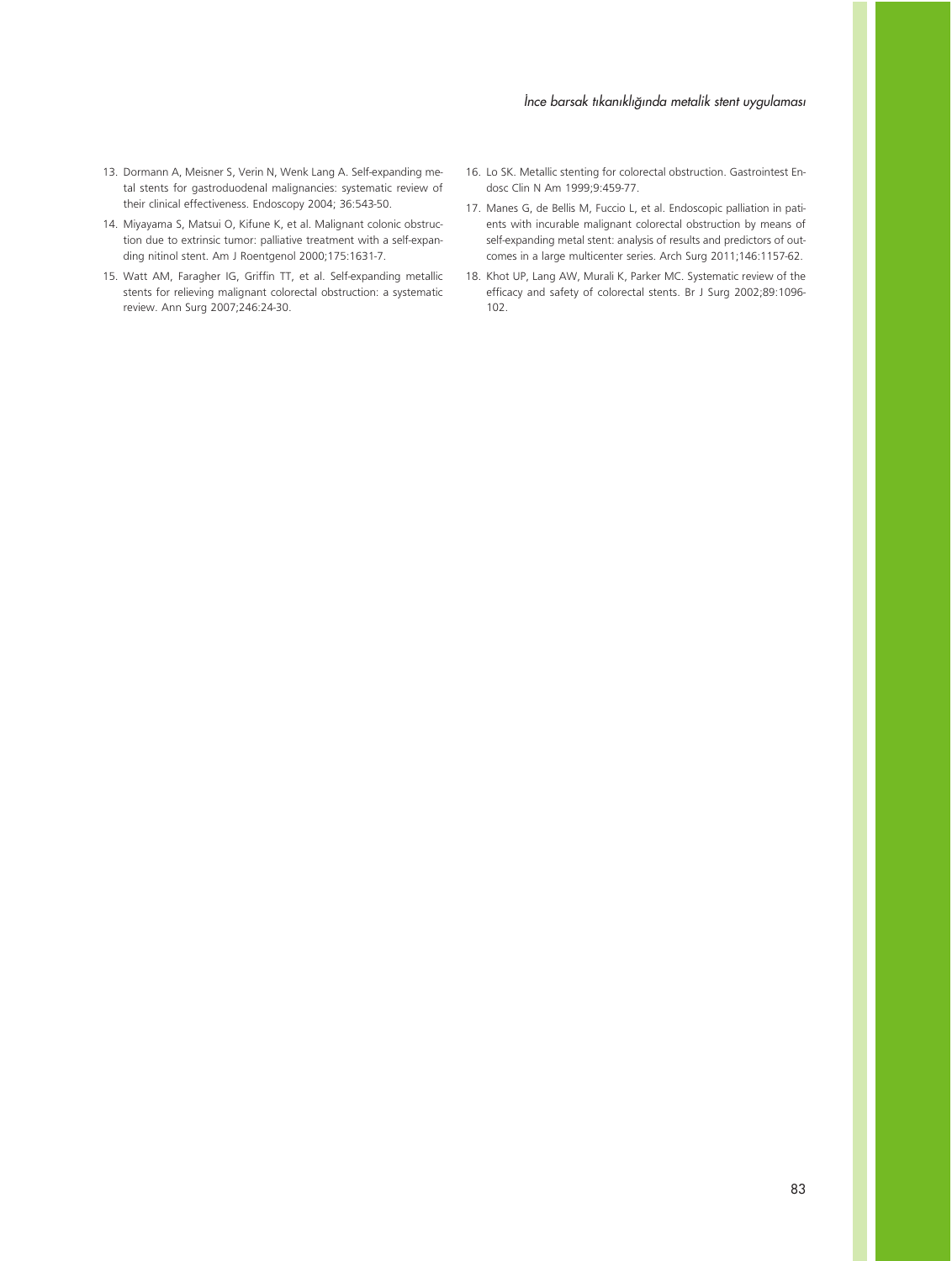13. Dormann A, Meisner S, Verin N, Wenk Lang A. Self-expanding metal stents for gastroduodenal malignancies: systematic review of their clinical effectiveness. Endoscopy 2004; 36:543-50.
14. Miyayama S, Matsui O, Kifune K, et al. Malignant colonic obstruction due to extrinsic tumor: palliative treatment with a self-expanding nitinol stent. Am J Roentgenol 2000;175:1631-7.
15. Watt AM, Faragher IG, Griffin TT, et al. Self-expanding metallic stents for relieving malignant colorectal obstruction: a systematic review. Ann Surg 2007;246:24-30.
16. Lo SK. Metallic stenting for colorectal obstruction. Gastrointest Endosc Clin N Am 1999;9:459-77.
17. Manes G, de Bellis M, Fuccio L, et al. Endoscopic palliation in patients with incurable malignant colorectal obstruction by means of self-expanding metal stent: analysis of results and predictors of outcomes in a large multicenter series. Arch Surg 2011;146:1157-62.
18. Khot UP, Lang AW, Murali K, Parker MC. Systematic review of the efficacy and safety of colorectal stents. Br J Surg 2002;89:1096-102.